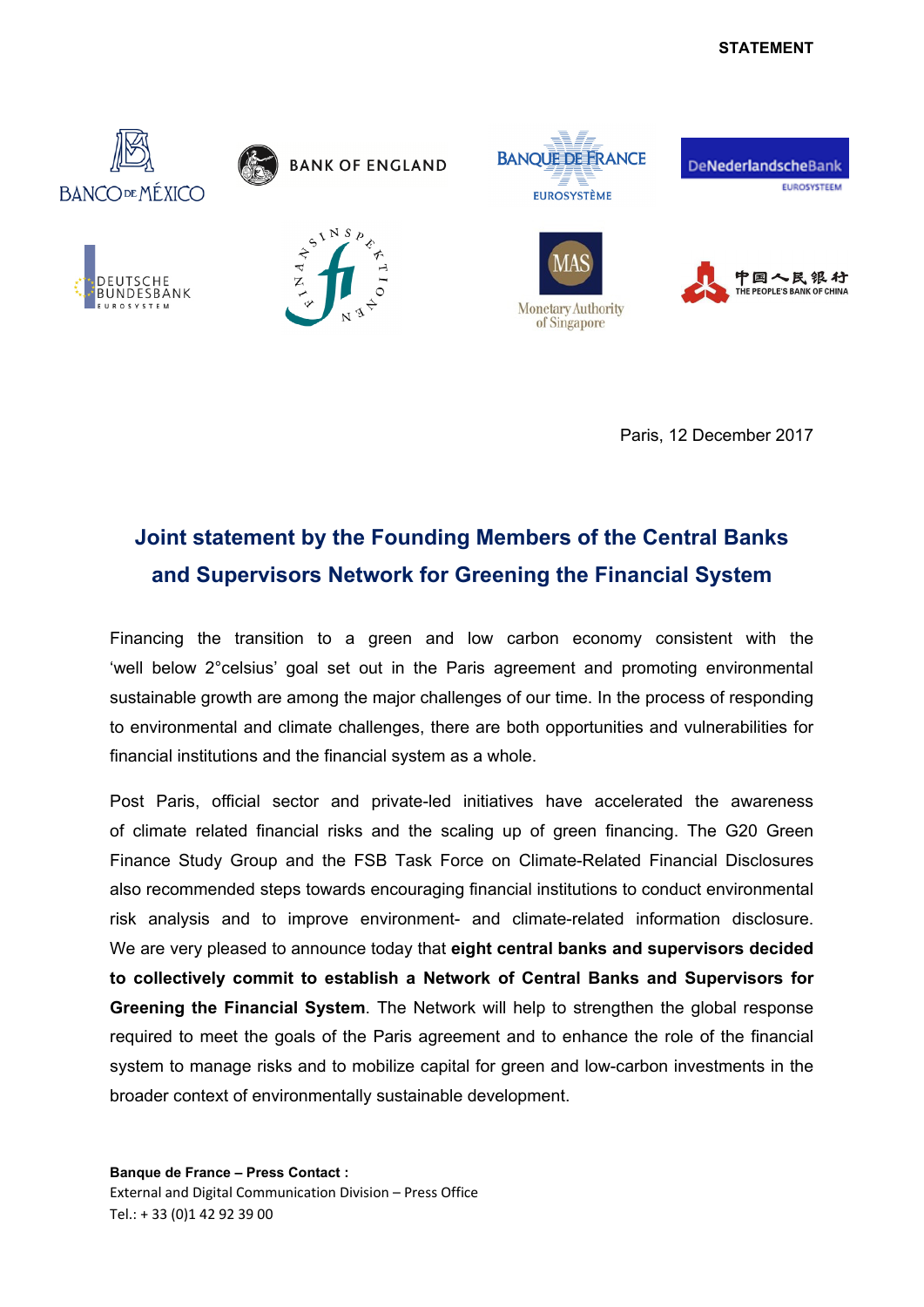**STATEMENT**

Paris, 12 December 2017

# Joint statement by the Founding Members of the Central Banks and Supervisors Network for Greening the Financial System

Financing the transition to a green and low carbon economy consistent with the 'well below 2°celsius' goal set out in the Paris agreement and promoting environmental sustainable growth are among the major challenges of our time. In the process of responding to environmental and climate challenges, there are both opportunities and vulnerabilities for financial institutions and the financial system as a whole.

Post Paris, official sector and private-led initiatives have accelerated the awareness of climate related financial risks and the scaling up of green financing. The G20 Green Finance Study Group and the FSB Task Force on Climate-Related Financial Disclosures also recommended steps towards encouraging financial institutions to conduct environmental risk analysis and to improve environment- and climate-related information disclosure. We are very pleased to announce today that **eight central banks and supervisors decided to collectively commit to establish a Network of Central Banks and Supervisors for Greening the Financial System**. The Network will help to strengthen the global response required to meet the goals of the Paris agreement and to enhance the role of the financial system to manage risks and to mobilize capital for green and low-carbon investments in the broader context of environmentally sustainable development.

**Banque de France – Press Contact :**
External and Digital Communication Division – Press Office
Tel.: + 33 (0)1 42 92 39 00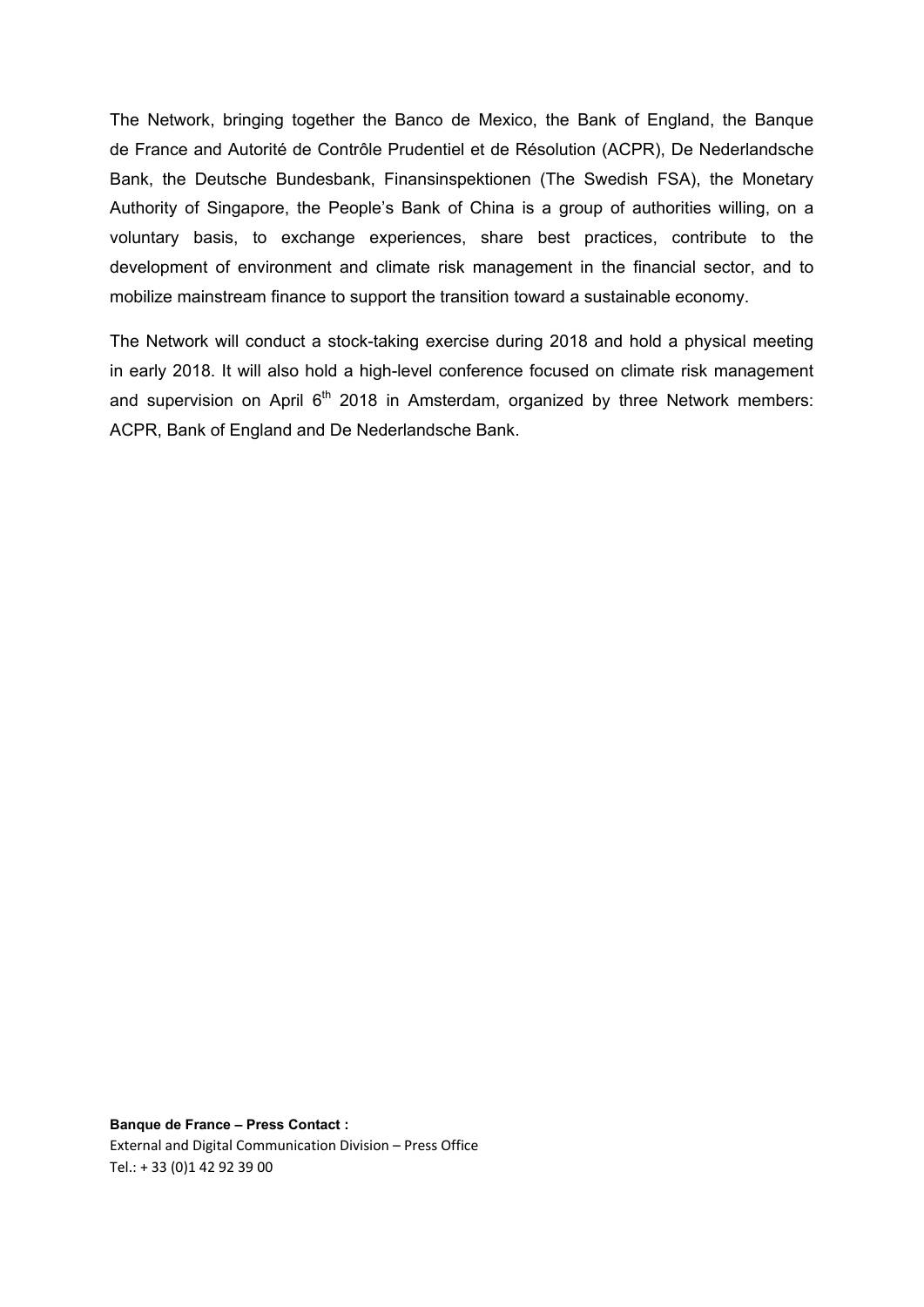The Network, bringing together the Banco de Mexico, the Bank of England, the Banque de France and Autorité de Contrôle Prudentiel et de Résolution (ACPR), De Nederlandsche Bank, the Deutsche Bundesbank, Finansinspektionen (The Swedish FSA), the Monetary Authority of Singapore, the People's Bank of China is a group of authorities willing, on a voluntary basis, to exchange experiences, share best practices, contribute to the development of environment and climate risk management in the financial sector, and to mobilize mainstream finance to support the transition toward a sustainable economy.

The Network will conduct a stock-taking exercise during 2018 and hold a physical meeting in early 2018. It will also hold a high-level conference focused on climate risk management and supervision on April 6th 2018 in Amsterdam, organized by three Network members: ACPR, Bank of England and De Nederlandsche Bank.

**Banque de France – Press Contact :**
External and Digital Communication Division – Press Office
Tel.: + 33 (0)1 42 92 39 00